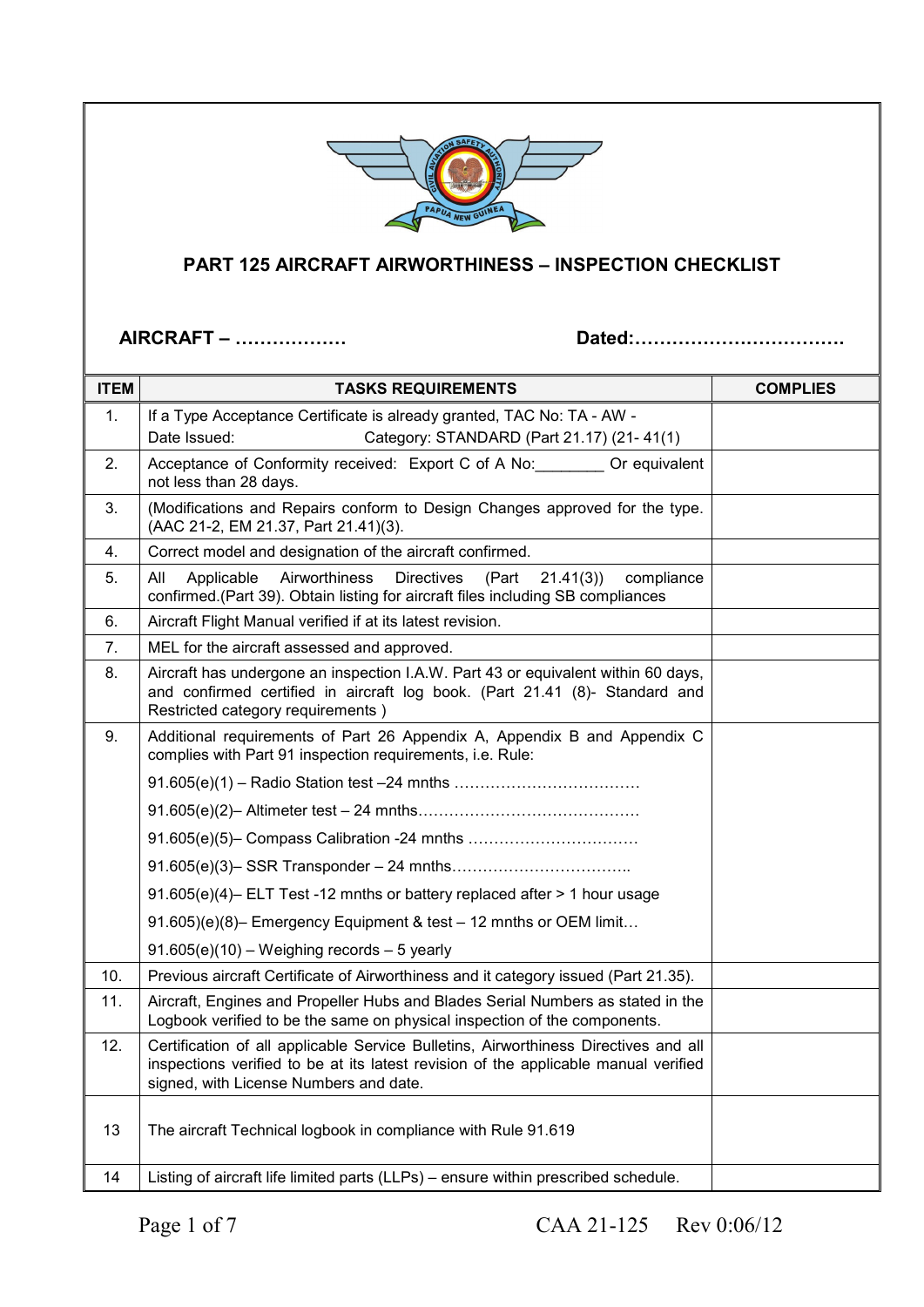## PART 125 AIRCRAFT AIRWORTHINESS – INSPECTION CHECKLIST

**AIRCRAFT – ………………** **Dated:…………………………….**

| ITEM | TASKS REQUIREMENTS | COMPLIES |
|---|---|---|
| 1. | If a Type Acceptance Certificate is already granted, TAC No: TA - AW - <br> Date Issued: Category: STANDARD (Part 21.17) (21- 41(1) | |
| 2. | Acceptance of Conformity received: Export C of A No:________ Or equivalent not less than 28 days. | |
| 3. | (Modifications and Repairs conform to Design Changes approved for the type. (AAC 21-2, EM 21.37, Part 21.41)(3). | |
| 4. | Correct model and designation of the aircraft confirmed. | |
| 5. | All Applicable Airworthiness Directives (Part 21.41(3)) compliance confirmed.(Part 39). Obtain listing for aircraft files including SB compliances | |
| 6. | Aircraft Flight Manual verified if at its latest revision. | |
| 7. | MEL for the aircraft assessed and approved. | |
| 8. | Aircraft has undergone an inspection I.A.W. Part 43 or equivalent within 60 days, and confirmed certified in aircraft log book. (Part 21.41 (8)- Standard and Restricted category requirements ) | |
| 9. | Additional requirements of Part 26 Appendix A, Appendix B and Appendix C complies with Part 91 inspection requirements, i.e. Rule: <br> 91.605(e)(1) – Radio Station test –24 mnths ……………………………… <br> 91.605(e)(2)– Altimeter test – 24 mnths…………………………………… <br> 91.605(e)(5)– Compass Calibration -24 mnths …………………………… <br> 91.605(e)(3)– SSR Transponder – 24 mnths…………………………….. <br> 91.605(e)(4)– ELT Test -12 mnths or battery replaced after > 1 hour usage <br> 91.605)(e)(8)– Emergency Equipment & test – 12 mnths or OEM limit… <br> 91.605(e)(10) – Weighing records – 5 yearly | |
| 10. | Previous aircraft Certificate of Airworthiness and it category issued (Part 21.35). | |
| 11. | Aircraft, Engines and Propeller Hubs and Blades Serial Numbers as stated in the Logbook verified to be the same on physical inspection of the components. | |
| 12. | Certification of all applicable Service Bulletins, Airworthiness Directives and all inspections verified to be at its latest revision of the applicable manual verified signed, with License Numbers and date. | |
| 13 | The aircraft Technical logbook in compliance with Rule 91.619 | |
| 14 | Listing of aircraft life limited parts (LLPs) – ensure within prescribed schedule. | |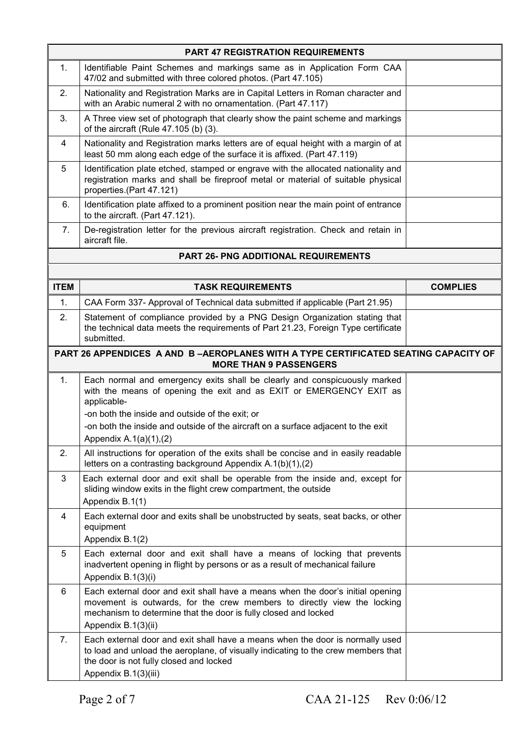| PART 47 REGISTRATION REQUIREMENTS | | |
|---|---|---|
| 1. | Identifiable Paint Schemes and markings same as in Application Form CAA 47/02 and submitted with three colored photos. (Part 47.105) | |
| 2. | Nationality and Registration Marks are in Capital Letters in Roman character and with an Arabic numeral 2 with no ornamentation. (Part 47.117) | |
| 3. | A Three view set of photograph that clearly show the paint scheme and markings of the aircraft (Rule 47.105 (b) (3). | |
| 4 | Nationality and Registration marks letters are of equal height with a margin of at least 50 mm along each edge of the surface it is affixed. (Part 47.119) | |
| 5 | Identification plate etched, stamped or engrave with the allocated nationality and registration marks and shall be fireproof metal or material of suitable physical properties.(Part 47.121) | |
| 6. | Identification plate affixed to a prominent position near the main point of entrance to the aircraft. (Part 47.121). | |
| 7. | De-registration letter for the previous aircraft registration. Check and retain in aircraft file. | |

| PART 26- PNG ADDITIONAL REQUIREMENTS | | |
|---|---|---|
| **ITEM** | **TASK REQUIREMENTS** | **COMPLIES** |
| 1. | CAA Form 337- Approval of Technical data submitted if applicable (Part 21.95) | |
| 2. | Statement of compliance provided by a PNG Design Organization stating that the technical data meets the requirements of Part 21.23, Foreign Type certificate submitted. | |

| PART 26 APPENDICES A AND B –AEROPLANES WITH A TYPE CERTIFICATED SEATING CAPACITY OF MORE THAN 9 PASSENGERS | | |
|---|---|---|
| 1. | Each normal and emergency exits shall be clearly and conspicuously marked with the means of opening the exit and as EXIT or EMERGENCY EXIT as applicable-<br>-on both the inside and outside of the exit; or<br>-on both the inside and outside of the aircraft on a surface adjacent to the exit<br>Appendix A.1(a)(1),(2) | |
| 2. | All instructions for operation of the exits shall be concise and in easily readable letters on a contrasting background Appendix A.1(b)(1),(2) | |
| 3 | Each external door and exit shall be operable from the inside and, except for sliding window exits in the flight crew compartment, the outside<br>Appendix B.1(1) | |
| 4 | Each external door and exits shall be unobstructed by seats, seat backs, or other equipment<br>Appendix B.1(2) | |
| 5 | Each external door and exit shall have a means of locking that prevents inadvertent opening in flight by persons or as a result of mechanical failure<br>Appendix B.1(3)(i) | |
| 6 | Each external door and exit shall have a means when the door's initial opening movement is outwards, for the crew members to directly view the locking mechanism to determine that the door is fully closed and locked<br>Appendix B.1(3)(ii) | |
| 7. | Each external door and exit shall have a means when the door is normally used to load and unload the aeroplane, of visually indicating to the crew members that the door is not fully closed and locked<br>Appendix B.1(3)(iii) | |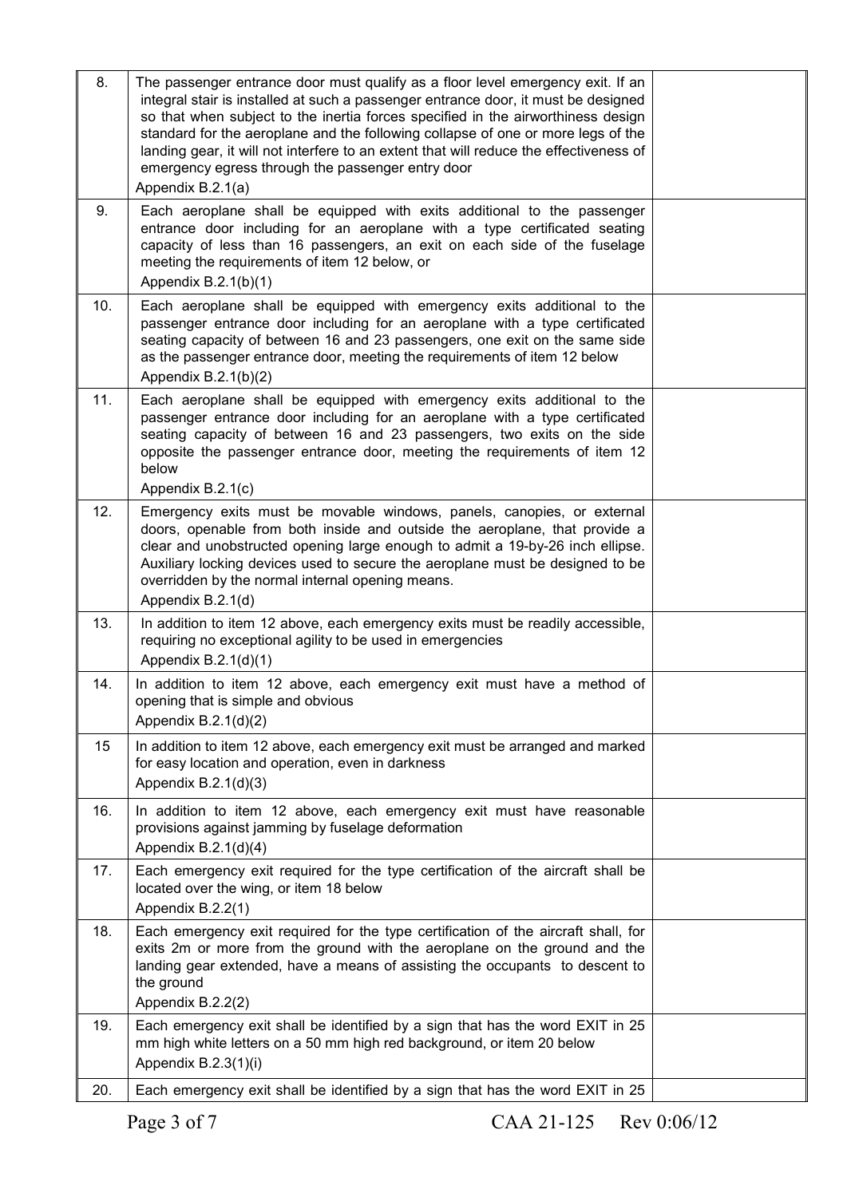| | | |
|---|---|---|
| 8. | The passenger entrance door must qualify as a floor level emergency exit. If an integral stair is installed at such a passenger entrance door, it must be designed so that when subject to the inertia forces specified in the airworthiness design standard for the aeroplane and the following collapse of one or more legs of the landing gear, it will not interfere to an extent that will reduce the effectiveness of emergency egress through the passenger entry door<br>Appendix B.2.1(a) | |
| 9. | Each aeroplane shall be equipped with exits additional to the passenger entrance door including for an aeroplane with a type certificated seating capacity of less than 16 passengers, an exit on each side of the fuselage meeting the requirements of item 12 below, or<br>Appendix B.2.1(b)(1) | |
| 10. | Each aeroplane shall be equipped with emergency exits additional to the passenger entrance door including for an aeroplane with a type certificated seating capacity of between 16 and 23 passengers, one exit on the same side as the passenger entrance door, meeting the requirements of item 12 below<br>Appendix B.2.1(b)(2) | |
| 11. | Each aeroplane shall be equipped with emergency exits additional to the passenger entrance door including for an aeroplane with a type certificated seating capacity of between 16 and 23 passengers, two exits on the side opposite the passenger entrance door, meeting the requirements of item 12 below<br>Appendix B.2.1(c) | |
| 12. | Emergency exits must be movable windows, panels, canopies, or external doors, openable from both inside and outside the aeroplane, that provide a clear and unobstructed opening large enough to admit a 19-by-26 inch ellipse. Auxiliary locking devices used to secure the aeroplane must be designed to be overridden by the normal internal opening means.<br>Appendix B.2.1(d) | |
| 13. | In addition to item 12 above, each emergency exits must be readily accessible, requiring no exceptional agility to be used in emergencies<br>Appendix B.2.1(d)(1) | |
| 14. | In addition to item 12 above, each emergency exit must have a method of opening that is simple and obvious<br>Appendix B.2.1(d)(2) | |
| 15 | In addition to item 12 above, each emergency exit must be arranged and marked for easy location and operation, even in darkness<br>Appendix B.2.1(d)(3) | |
| 16. | In addition to item 12 above, each emergency exit must have reasonable provisions against jamming by fuselage deformation<br>Appendix B.2.1(d)(4) | |
| 17. | Each emergency exit required for the type certification of the aircraft shall be located over the wing, or item 18 below<br>Appendix B.2.2(1) | |
| 18. | Each emergency exit required for the type certification of the aircraft shall, for exits 2m or more from the ground with the aeroplane on the ground and the landing gear extended, have a means of assisting the occupants to descent to the ground<br>Appendix B.2.2(2) | |
| 19. | Each emergency exit shall be identified by a sign that has the word EXIT in 25 mm high white letters on a 50 mm high red background, or item 20 below<br>Appendix B.2.3(1)(i) | |
| 20. | Each emergency exit shall be identified by a sign that has the word EXIT in 25 | |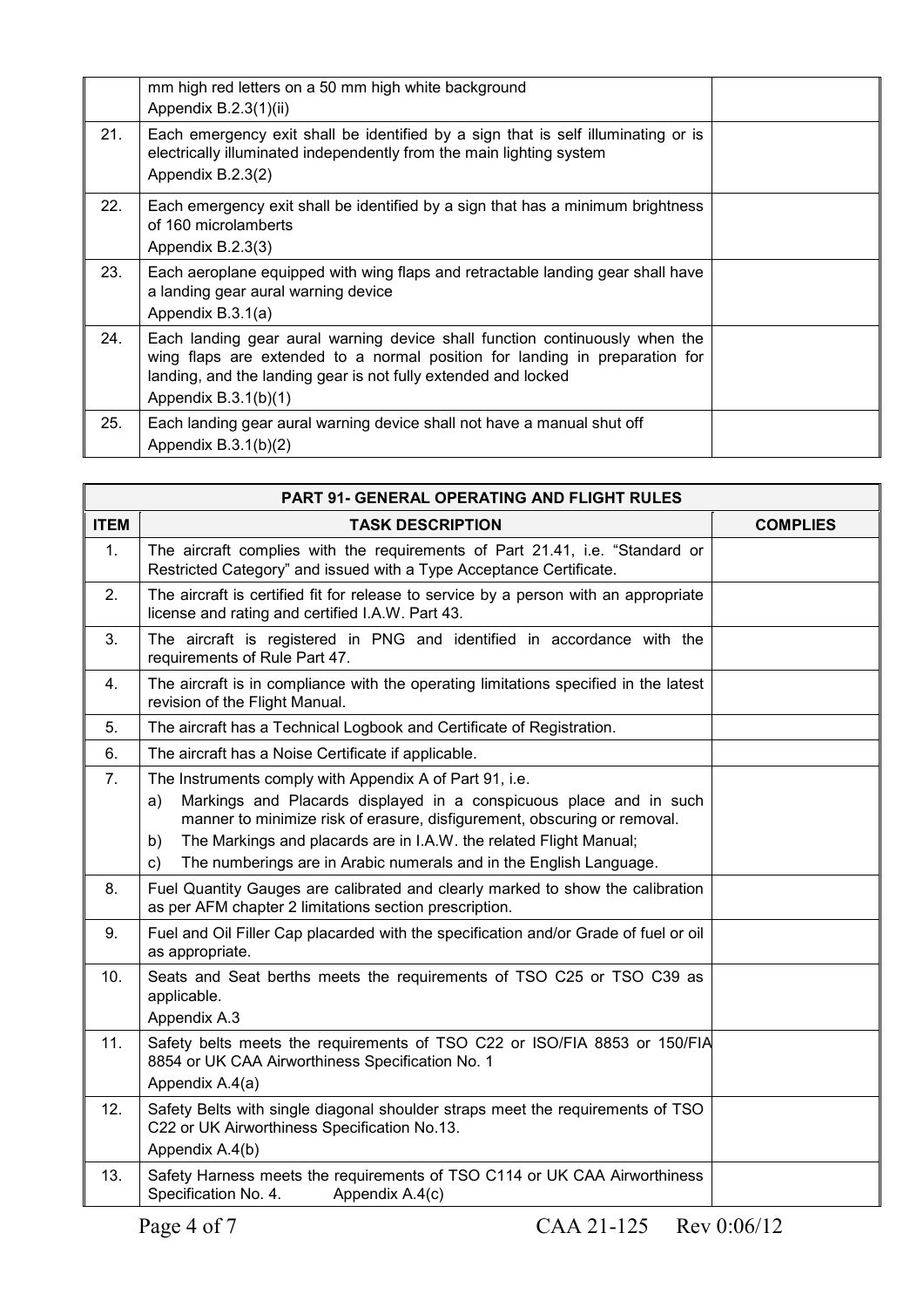|  | mm high red letters on a 50 mm high white background<br>Appendix B.2.3(1)(ii) |  |
|---|---|---|
| 21. | Each emergency exit shall be identified by a sign that is self illuminating or is electrically illuminated independently from the main lighting system<br>Appendix B.2.3(2) |  |
| 22. | Each emergency exit shall be identified by a sign that has a minimum brightness of 160 microlamberts<br>Appendix B.2.3(3) |  |
| 23. | Each aeroplane equipped with wing flaps and retractable landing gear shall have a landing gear aural warning device<br>Appendix B.3.1(a) |  |
| 24. | Each landing gear aural warning device shall function continuously when the wing flaps are extended to a normal position for landing in preparation for landing, and the landing gear is not fully extended and locked<br>Appendix B.3.1(b)(1) |  |
| 25. | Each landing gear aural warning device shall not have a manual shut off<br>Appendix B.3.1(b)(2) |  |

| PART 91- GENERAL OPERATING AND FLIGHT RULES | | |
|---|---|---|
| **ITEM** | **TASK DESCRIPTION** | **COMPLIES** |
| 1. | The aircraft complies with the requirements of Part 21.41, i.e. "Standard or Restricted Category" and issued with a Type Acceptance Certificate. |  |
| 2. | The aircraft is certified fit for release to service by a person with an appropriate license and rating and certified I.A.W. Part 43. |  |
| 3. | The aircraft is registered in PNG and identified in accordance with the requirements of Rule Part 47. |  |
| 4. | The aircraft is in compliance with the operating limitations specified in the latest revision of the Flight Manual. |  |
| 5. | The aircraft has a Technical Logbook and Certificate of Registration. |  |
| 6. | The aircraft has a Noise Certificate if applicable. |  |
| 7. | The Instruments comply with Appendix A of Part 91, i.e.<br>a) Markings and Placards displayed in a conspicuous place and in such manner to minimize risk of erasure, disfigurement, obscuring or removal.<br>b) The Markings and placards are in I.A.W. the related Flight Manual;<br>c) The numberings are in Arabic numerals and in the English Language. |  |
| 8. | Fuel Quantity Gauges are calibrated and clearly marked to show the calibration as per AFM chapter 2 limitations section prescription. |  |
| 9. | Fuel and Oil Filler Cap placarded with the specification and/or Grade of fuel or oil as appropriate. |  |
| 10. | Seats and Seat berths meets the requirements of TSO C25 or TSO C39 as applicable.<br>Appendix A.3 |  |
| 11. | Safety belts meets the requirements of TSO C22 or ISO/FIA 8853 or 150/FIA 8854 or UK CAA Airworthiness Specification No. 1<br>Appendix A.4(a) |  |
| 12. | Safety Belts with single diagonal shoulder straps meet the requirements of TSO C22 or UK Airworthiness Specification No.13.<br>Appendix A.4(b) |  |
| 13. | Safety Harness meets the requirements of TSO C114 or UK CAA Airworthiness Specification No. 4. Appendix A.4(c) |  |

CAA 21-125 Rev 0:06/12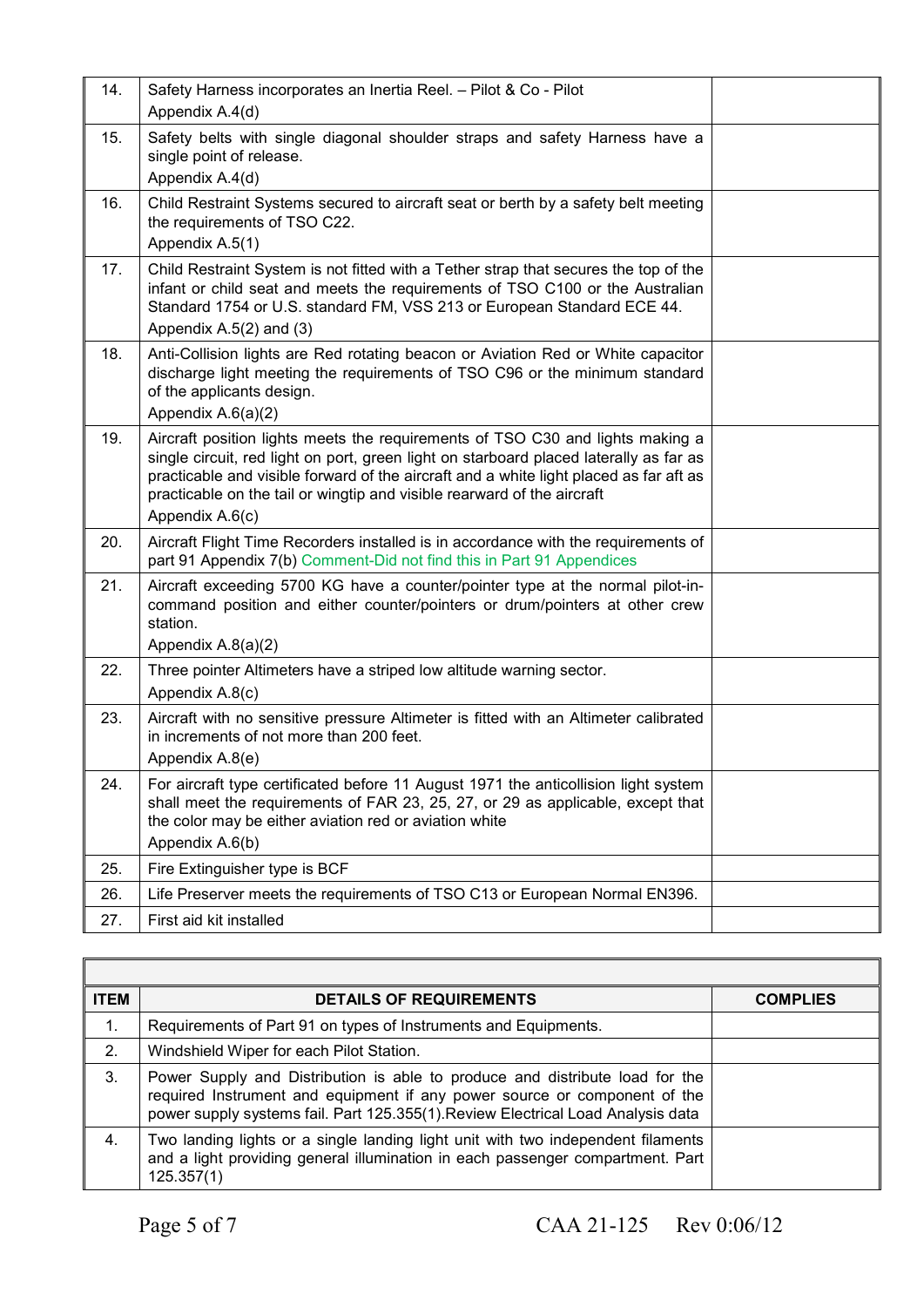| | | |
|---|---|---|
| 14. | Safety Harness incorporates an Inertia Reel. – Pilot & Co - Pilot<br>Appendix A.4(d) | |
| 15. | Safety belts with single diagonal shoulder straps and safety Harness have a single point of release.<br>Appendix A.4(d) | |
| 16. | Child Restraint Systems secured to aircraft seat or berth by a safety belt meeting the requirements of TSO C22.<br>Appendix A.5(1) | |
| 17. | Child Restraint System is not fitted with a Tether strap that secures the top of the infant or child seat and meets the requirements of TSO C100 or the Australian Standard 1754 or U.S. standard FM, VSS 213 or European Standard ECE 44.<br>Appendix A.5(2) and (3) | |
| 18. | Anti-Collision lights are Red rotating beacon or Aviation Red or White capacitor discharge light meeting the requirements of TSO C96 or the minimum standard of the applicants design.<br>Appendix A.6(a)(2) | |
| 19. | Aircraft position lights meets the requirements of TSO C30 and lights making a single circuit, red light on port, green light on starboard placed laterally as far as practicable and visible forward of the aircraft and a white light placed as far aft as practicable on the tail or wingtip and visible rearward of the aircraft<br>Appendix A.6(c) | |
| 20. | Aircraft Flight Time Recorders installed is in accordance with the requirements of part 91 Appendix 7(b) Comment-Did not find this in Part 91 Appendices | |
| 21. | Aircraft exceeding 5700 KG have a counter/pointer type at the normal pilot-in-command position and either counter/pointers or drum/pointers at other crew station.<br>Appendix A.8(a)(2) | |
| 22. | Three pointer Altimeters have a striped low altitude warning sector.<br>Appendix A.8(c) | |
| 23. | Aircraft with no sensitive pressure Altimeter is fitted with an Altimeter calibrated in increments of not more than 200 feet.<br>Appendix A.8(e) | |
| 24. | For aircraft type certificated before 11 August 1971 the anticollision light system shall meet the requirements of FAR 23, 25, 27, or 29 as applicable, except that the color may be either aviation red or aviation white<br>Appendix A.6(b) | |
| 25. | Fire Extinguisher type is BCF | |
| 26. | Life Preserver meets the requirements of TSO C13 or European Normal EN396. | |
| 27. | First aid kit installed | |

| ITEM | DETAILS OF REQUIREMENTS | COMPLIES |
|---|---|---|
| 1. | Requirements of Part 91 on types of Instruments and Equipments. | |
| 2. | Windshield Wiper for each Pilot Station. | |
| 3. | Power Supply and Distribution is able to produce and distribute load for the required Instrument and equipment if any power source or component of the power supply systems fail. Part 125.355(1).Review Electrical Load Analysis data | |
| 4. | Two landing lights or a single landing light unit with two independent filaments and a light providing general illumination in each passenger compartment. Part 125.357(1) | |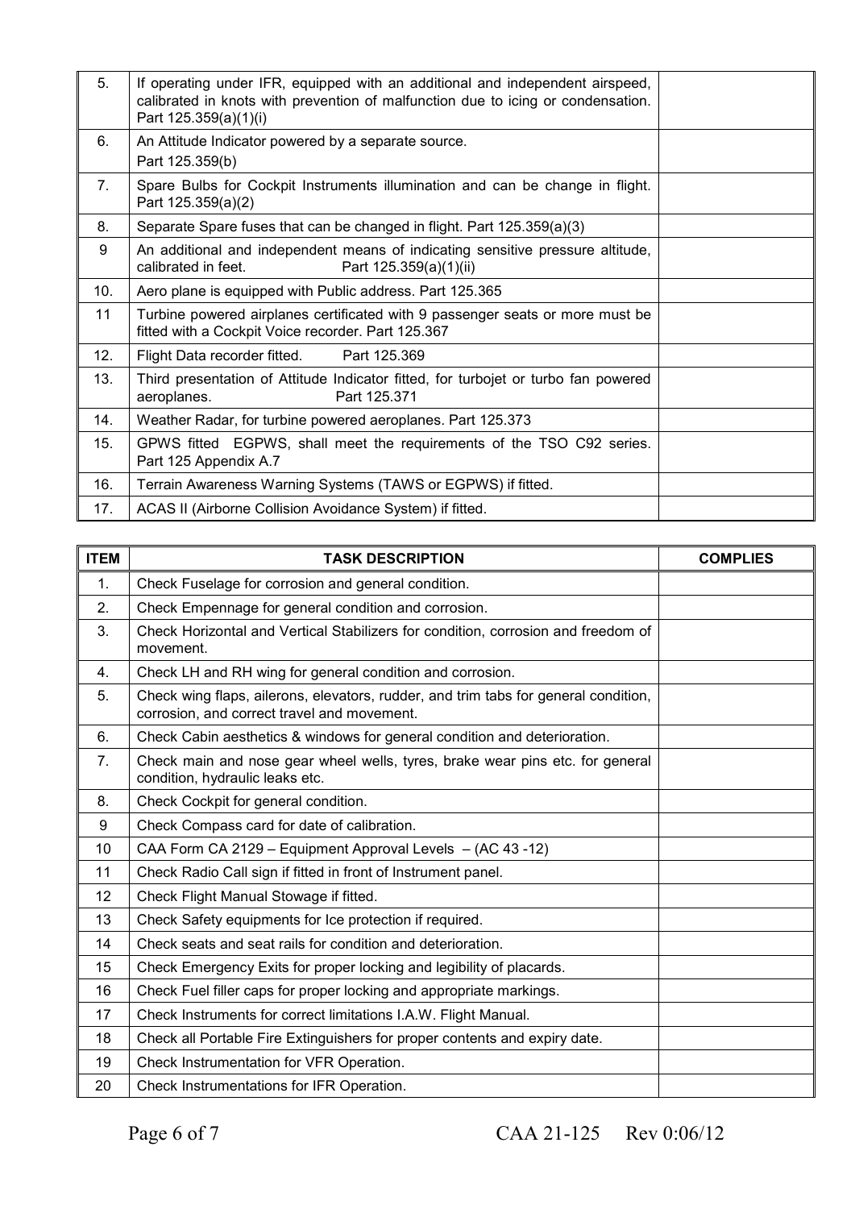| | | |
|---|---|---|
| 5. | If operating under IFR, equipped with an additional and independent airspeed, calibrated in knots with prevention of malfunction due to icing or condensation. Part 125.359(a)(1)(i) | |
| 6. | An Attitude Indicator powered by a separate source. Part 125.359(b) | |
| 7. | Spare Bulbs for Cockpit Instruments illumination and can be change in flight. Part 125.359(a)(2) | |
| 8. | Separate Spare fuses that can be changed in flight. Part 125.359(a)(3) | |
| 9 | An additional and independent means of indicating sensitive pressure altitude, calibrated in feet. Part 125.359(a)(1)(ii) | |
| 10. | Aero plane is equipped with Public address. Part 125.365 | |
| 11 | Turbine powered airplanes certificated with 9 passenger seats or more must be fitted with a Cockpit Voice recorder. Part 125.367 | |
| 12. | Flight Data recorder fitted. Part 125.369 | |
| 13. | Third presentation of Attitude Indicator fitted, for turbojet or turbo fan powered aeroplanes. Part 125.371 | |
| 14. | Weather Radar, for turbine powered aeroplanes. Part 125.373 | |
| 15. | GPWS fitted EGPWS, shall meet the requirements of the TSO C92 series. Part 125 Appendix A.7 | |
| 16. | Terrain Awareness Warning Systems (TAWS or EGPWS) if fitted. | |
| 17. | ACAS II (Airborne Collision Avoidance System) if fitted. | |

| ITEM | TASK DESCRIPTION | COMPLIES |
|---|---|---|
| 1. | Check Fuselage for corrosion and general condition. | |
| 2. | Check Empennage for general condition and corrosion. | |
| 3. | Check Horizontal and Vertical Stabilizers for condition, corrosion and freedom of movement. | |
| 4. | Check LH and RH wing for general condition and corrosion. | |
| 5. | Check wing flaps, ailerons, elevators, rudder, and trim tabs for general condition, corrosion, and correct travel and movement. | |
| 6. | Check Cabin aesthetics & windows for general condition and deterioration. | |
| 7. | Check main and nose gear wheel wells, tyres, brake wear pins etc. for general condition, hydraulic leaks etc. | |
| 8. | Check Cockpit for general condition. | |
| 9 | Check Compass card for date of calibration. | |
| 10 | CAA Form CA 2129 – Equipment Approval Levels – (AC 43 -12) | |
| 11 | Check Radio Call sign if fitted in front of Instrument panel. | |
| 12 | Check Flight Manual Stowage if fitted. | |
| 13 | Check Safety equipments for Ice protection if required. | |
| 14 | Check seats and seat rails for condition and deterioration. | |
| 15 | Check Emergency Exits for proper locking and legibility of placards. | |
| 16 | Check Fuel filler caps for proper locking and appropriate markings. | |
| 17 | Check Instruments for correct limitations I.A.W. Flight Manual. | |
| 18 | Check all Portable Fire Extinguishers for proper contents and expiry date. | |
| 19 | Check Instrumentation for VFR Operation. | |
| 20 | Check Instrumentations for IFR Operation. | |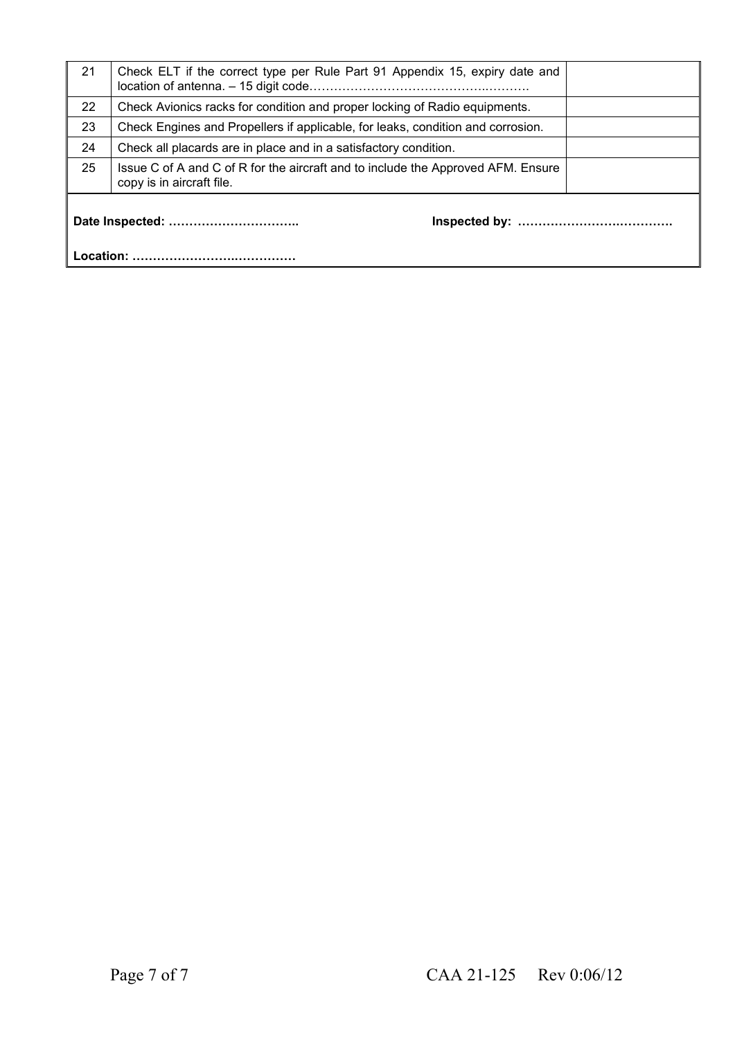| | | |
|---|---|---|
| 21 | Check ELT if the correct type per Rule Part 91 Appendix 15, expiry date and location of antenna. – 15 digit code…………………………………….………. | |
| 22 | Check Avionics racks for condition and proper locking of Radio equipments. | |
| 23 | Check Engines and Propellers if applicable, for leaks, condition and corrosion. | |
| 24 | Check all placards are in place and in a satisfactory condition. | |
| 25 | Issue C of A and C of R for the aircraft and to include the Approved AFM. Ensure copy is in aircraft file. | |

**Date Inspected: …………………………..** **Inspected by: …………………….………….**

**Location: …………………….……………**